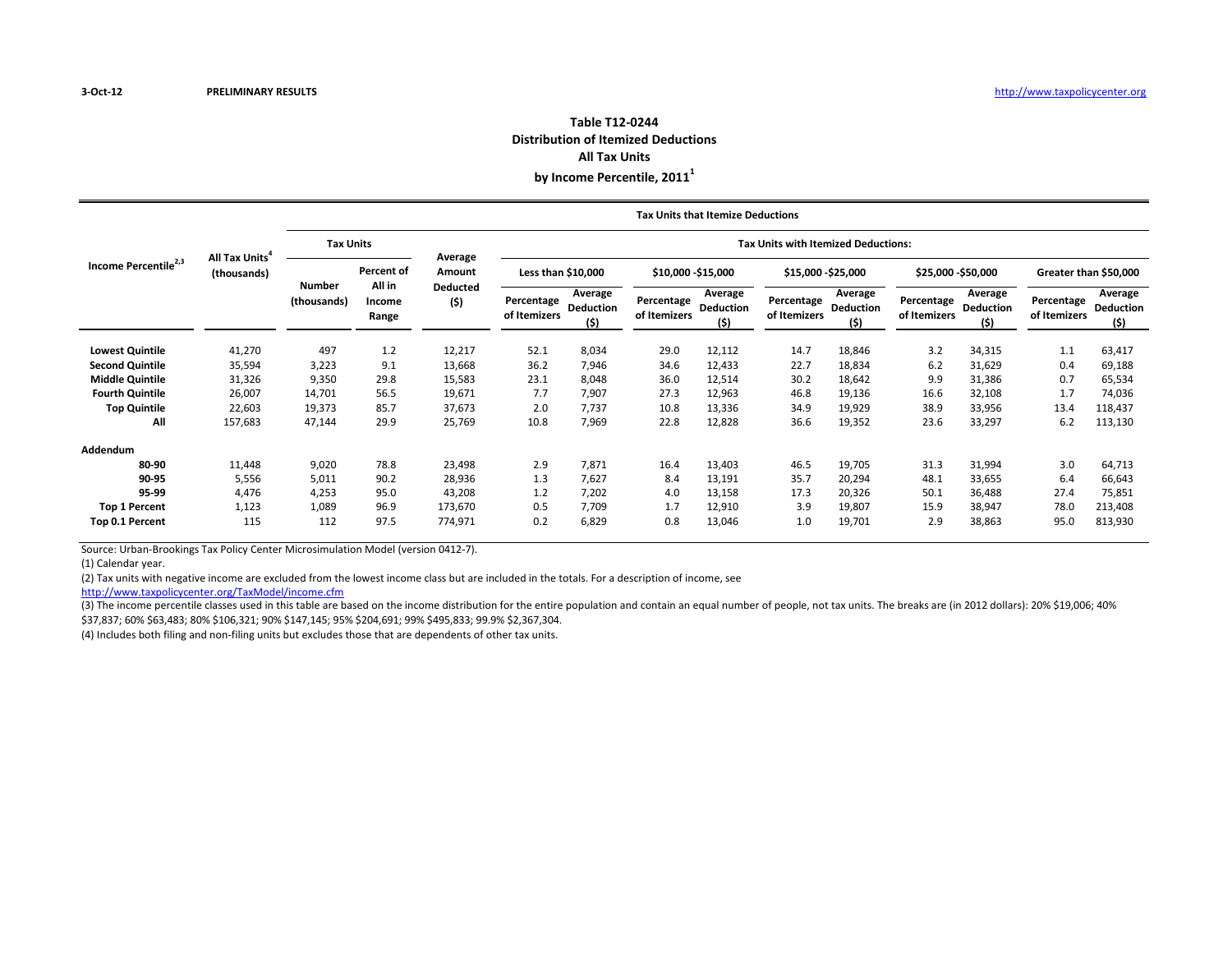3-Oct-12 PRELIMINARY RESULTS http://www.taxpolicycenter.org

## Table T12-0244
## Distribution of Itemized Deductions
## All Tax Units
## by Income Percentile, 2011[1]

| Income Percentile[2,3] | All Tax Units[4] (thousands) | Tax Units that Itemize Deductions | | | | | | | | | | | | | |
|---|---|---|---|---|---|---|---|---|---|---|---|---|---|---|---|
| | | Tax Units | | Average Amount Deducted ($) | Tax Units with Itemized Deductions: | | | | | | | | | | |
| | | | | | Less than $10,000 | | $10,000 -$15,000 | | $15,000 -$25,000 | | $25,000 -$50,000 | | Greater than $50,000 | |
| | | Number (thousands) | Percent of All in Income Range | | Percentage of Itemizers | Average Deduction ($) | Percentage of Itemizers | Average Deduction ($) | Percentage of Itemizers | Average Deduction ($) | Percentage of Itemizers | Average Deduction ($) | Percentage of Itemizers | Average Deduction ($) |
| **Lowest Quintile** | 41,270 | 497 | 1.2 | 12,217 | 52.1 | 8,034 | 29.0 | 12,112 | 14.7 | 18,846 | 3.2 | 34,315 | 1.1 | 63,417 |
| **Second Quintile** | 35,594 | 3,223 | 9.1 | 13,668 | 36.2 | 7,946 | 34.6 | 12,433 | 22.7 | 18,834 | 6.2 | 31,629 | 0.4 | 69,188 |
| **Middle Quintile** | 31,326 | 9,350 | 29.8 | 15,583 | 23.1 | 8,048 | 36.0 | 12,514 | 30.2 | 18,642 | 9.9 | 31,386 | 0.7 | 65,534 |
| **Fourth Quintile** | 26,007 | 14,701 | 56.5 | 19,671 | 7.7 | 7,907 | 27.3 | 12,963 | 46.8 | 19,136 | 16.6 | 32,108 | 1.7 | 74,036 |
| **Top Quintile** | 22,603 | 19,373 | 85.7 | 37,673 | 2.0 | 7,737 | 10.8 | 13,336 | 34.9 | 19,929 | 38.9 | 33,956 | 13.4 | 118,437 |
| **All** | 157,683 | 47,144 | 29.9 | 25,769 | 10.8 | 7,969 | 22.8 | 12,828 | 36.6 | 19,352 | 23.6 | 33,297 | 6.2 | 113,130 |
| **Addendum** | | | | | | | | | | | | | | |
| **80-90** | 11,448 | 9,020 | 78.8 | 23,498 | 2.9 | 7,871 | 16.4 | 13,403 | 46.5 | 19,705 | 31.3 | 31,994 | 3.0 | 64,713 |
| **90-95** | 5,556 | 5,011 | 90.2 | 28,936 | 1.3 | 7,627 | 8.4 | 13,191 | 35.7 | 20,294 | 48.1 | 33,655 | 6.4 | 66,643 |
| **95-99** | 4,476 | 4,253 | 95.0 | 43,208 | 1.2 | 7,202 | 4.0 | 13,158 | 17.3 | 20,326 | 50.1 | 36,488 | 27.4 | 75,851 |
| **Top 1 Percent** | 1,123 | 1,089 | 96.9 | 173,670 | 0.5 | 7,709 | 1.7 | 12,910 | 3.9 | 19,807 | 15.9 | 38,947 | 78.0 | 213,408 |
| **Top 0.1 Percent** | 115 | 112 | 97.5 | 774,971 | 0.2 | 6,829 | 0.8 | 13,046 | 1.0 | 19,701 | 2.9 | 38,863 | 95.0 | 813,930 |

Source: Urban-Brookings Tax Policy Center Microsimulation Model (version 0412-7).

(1) Calendar year.

(2) Tax units with negative income are excluded from the lowest income class but are included in the totals. For a description of income, see http://www.taxpolicycenter.org/TaxModel/income.cfm

(3) The income percentile classes used in this table are based on the income distribution for the entire population and contain an equal number of people, not tax units. The breaks are (in 2012 dollars): 20% $19,006; 40% $37,837; 60% $63,483; 80% $106,321; 90% $147,145; 95% $204,691; 99% $495,833; 99.9% $2,367,304.

(4) Includes both filing and non-filing units but excludes those that are dependents of other tax units.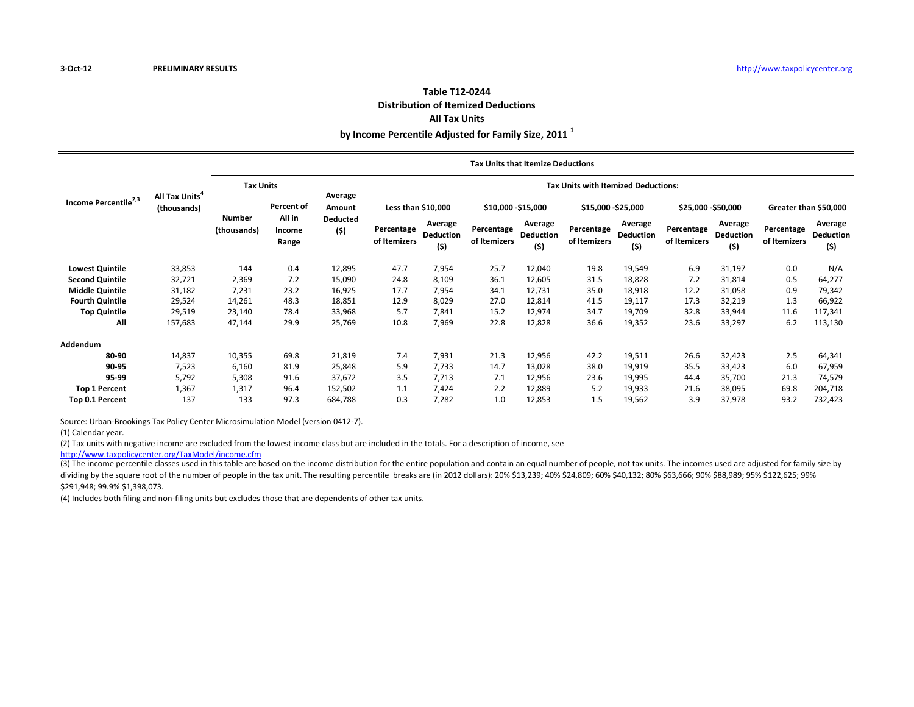3-Oct-12 **PRELIMINARY RESULTS** http://www.taxpolicycenter.org

## Table T12-0244
## Distribution of Itemized Deductions
## All Tax Units
## by Income Percentile Adjusted for Family Size, 2011 [1]

| Income Percentile[2,3] | All Tax Units[4] (thousands) | Tax Units that Itemize Deductions | | | | | | | | | | | | | |
|---|---|---|---|---|---|---|---|---|---|---|---|---|---|---|---|
| | | Tax Units | | Average Amount Deducted ($) | Tax Units with Itemized Deductions: | | | | | | | | | | |
| | | | | | Less than $10,000 | | $10,000 -$15,000 | | $15,000 -$25,000 | | $25,000 -$50,000 | | Greater than $50,000 | | |
| | | Number (thousands) | Percent of All in Income Range | | Percentage of Itemizers | Average Deduction ($) | Percentage of Itemizers | Average Deduction ($) | Percentage of Itemizers | Average Deduction ($) | Percentage of Itemizers | Average Deduction ($) | Percentage of Itemizers | Average Deduction ($) | |
| **Lowest Quintile** | 33,853 | 144 | 0.4 | 12,895 | 47.7 | 7,954 | 25.7 | 12,040 | 19.8 | 19,549 | 6.9 | 31,197 | 0.0 | N/A | |
| **Second Quintile** | 32,721 | 2,369 | 7.2 | 15,090 | 24.8 | 8,109 | 36.1 | 12,605 | 31.5 | 18,828 | 7.2 | 31,814 | 0.5 | 64,277 | |
| **Middle Quintile** | 31,182 | 7,231 | 23.2 | 16,925 | 17.7 | 7,954 | 34.1 | 12,731 | 35.0 | 18,918 | 12.2 | 31,058 | 0.9 | 79,342 | |
| **Fourth Quintile** | 29,524 | 14,261 | 48.3 | 18,851 | 12.9 | 8,029 | 27.0 | 12,814 | 41.5 | 19,117 | 17.3 | 32,219 | 1.3 | 66,922 | |
| **Top Quintile** | 29,519 | 23,140 | 78.4 | 33,968 | 5.7 | 7,841 | 15.2 | 12,974 | 34.7 | 19,709 | 32.8 | 33,944 | 11.6 | 117,341 | |
| **All** | 157,683 | 47,144 | 29.9 | 25,769 | 10.8 | 7,969 | 22.8 | 12,828 | 36.6 | 19,352 | 23.6 | 33,297 | 6.2 | 113,130 | |
| **Addendum** | | | | | | | | | | | | | | | |
| **80-90** | 14,837 | 10,355 | 69.8 | 21,819 | 7.4 | 7,931 | 21.3 | 12,956 | 42.2 | 19,511 | 26.6 | 32,423 | 2.5 | 64,341 | |
| **90-95** | 7,523 | 6,160 | 81.9 | 25,848 | 5.9 | 7,733 | 14.7 | 13,028 | 38.0 | 19,919 | 35.5 | 33,423 | 6.0 | 67,959 | |
| **95-99** | 5,792 | 5,308 | 91.6 | 37,672 | 3.5 | 7,713 | 7.1 | 12,956 | 23.6 | 19,995 | 44.4 | 35,700 | 21.3 | 74,579 | |
| **Top 1 Percent** | 1,367 | 1,317 | 96.4 | 152,502 | 1.1 | 7,424 | 2.2 | 12,889 | 5.2 | 19,933 | 21.6 | 38,095 | 69.8 | 204,718 | |
| **Top 0.1 Percent** | 137 | 133 | 97.3 | 684,788 | 0.3 | 7,282 | 1.0 | 12,853 | 1.5 | 19,562 | 3.9 | 37,978 | 93.2 | 732,423 | |

Source: Urban-Brookings Tax Policy Center Microsimulation Model (version 0412-7).

(1) Calendar year.

(2) Tax units with negative income are excluded from the lowest income class but are included in the totals. For a description of income, see http://www.taxpolicycenter.org/TaxModel/income.cfm

(3) The income percentile classes used in this table are based on the income distribution for the entire population and contain an equal number of people, not tax units. The incomes used are adjusted for family size by dividing by the square root of the number of people in the tax unit. The resulting percentile breaks are (in 2012 dollars): 20% $13,239; 40% $24,809; 60% $40,132; 80% $63,666; 90% $88,989; 95% $122,625; 99% $291,948; 99.9% $1,398,073.

(4) Includes both filing and non-filing units but excludes those that are dependents of other tax units.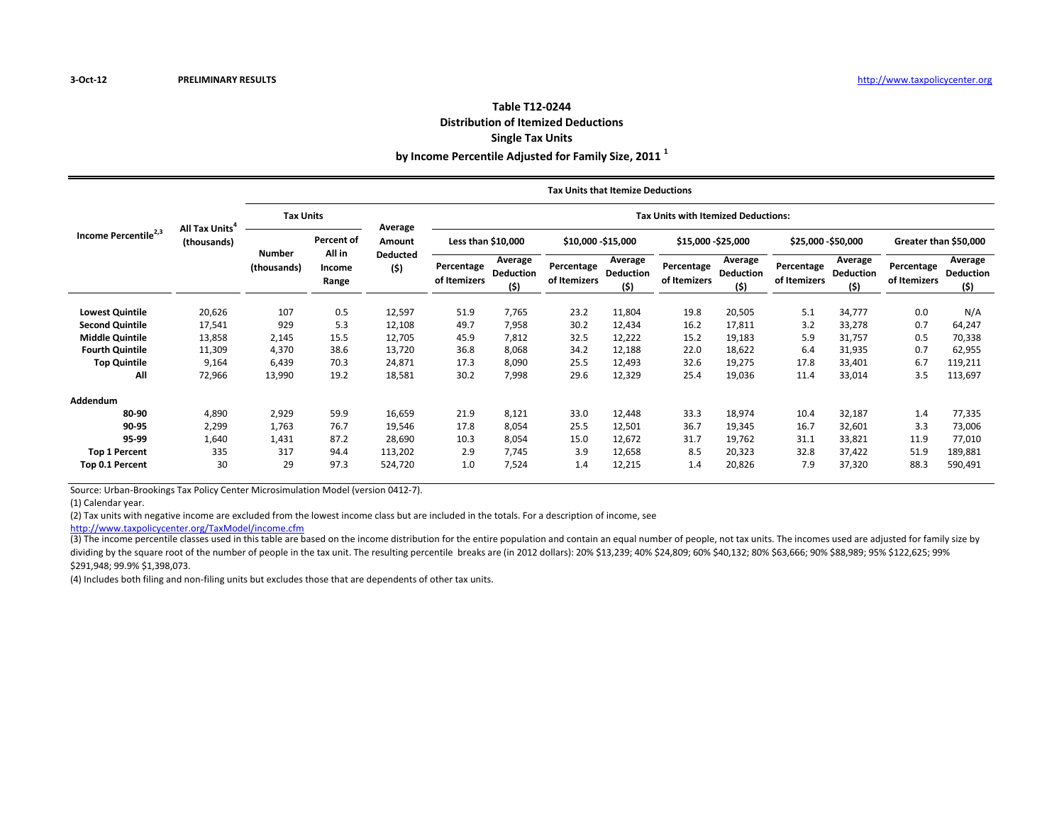3-Oct-12 **PRELIMINARY RESULTS** http://www.taxpolicycenter.org

## Table T12-0244
## Distribution of Itemized Deductions
## Single Tax Units
## by Income Percentile Adjusted for Family Size, 2011 [1]

| Income Percentile[2,3] | All Tax Units[4] (thousands) | Tax Units that Itemize Deductions | | | | | | | | | | | | | |
|---|---|---|---|---|---|---|---|---|---|---|---|---|---|---|---|
| | | Tax Units | | Average Amount Deducted ($) | Tax Units with Itemized Deductions: | | | | | | | | | | |
| | | | | | Less than $10,000 | | $10,000 -$15,000 | | $15,000 -$25,000 | | $25,000 -$50,000 | | Greater than $50,000 | |
| | | Number (thousands) | Percent of All in Income Range | | Percentage of Itemizers | Average Deduction ($) | Percentage of Itemizers | Average Deduction ($) | Percentage of Itemizers | Average Deduction ($) | Percentage of Itemizers | Average Deduction ($) | Percentage of Itemizers | Average Deduction ($) |
| **Lowest Quintile** | 20,626 | 107 | 0.5 | 12,597 | 51.9 | 7,765 | 23.2 | 11,804 | 19.8 | 20,505 | 5.1 | 34,777 | 0.0 | N/A |
| **Second Quintile** | 17,541 | 929 | 5.3 | 12,108 | 49.7 | 7,958 | 30.2 | 12,434 | 16.2 | 17,811 | 3.2 | 33,278 | 0.7 | 64,247 |
| **Middle Quintile** | 13,858 | 2,145 | 15.5 | 12,705 | 45.9 | 7,812 | 32.5 | 12,222 | 15.2 | 19,183 | 5.9 | 31,757 | 0.5 | 70,338 |
| **Fourth Quintile** | 11,309 | 4,370 | 38.6 | 13,720 | 36.8 | 8,068 | 34.2 | 12,188 | 22.0 | 18,622 | 6.4 | 31,935 | 0.7 | 62,955 |
| **Top Quintile** | 9,164 | 6,439 | 70.3 | 24,871 | 17.3 | 8,090 | 25.5 | 12,493 | 32.6 | 19,275 | 17.8 | 33,401 | 6.7 | 119,211 |
| **All** | 72,966 | 13,990 | 19.2 | 18,581 | 30.2 | 7,998 | 29.6 | 12,329 | 25.4 | 19,036 | 11.4 | 33,014 | 3.5 | 113,697 |
| **Addendum** | | | | | | | | | | | | | | |
| **80-90** | 4,890 | 2,929 | 59.9 | 16,659 | 21.9 | 8,121 | 33.0 | 12,448 | 33.3 | 18,974 | 10.4 | 32,187 | 1.4 | 77,335 |
| **90-95** | 2,299 | 1,763 | 76.7 | 19,546 | 17.8 | 8,054 | 25.5 | 12,501 | 36.7 | 19,345 | 16.7 | 32,601 | 3.3 | 73,006 |
| **95-99** | 1,640 | 1,431 | 87.2 | 28,690 | 10.3 | 8,054 | 15.0 | 12,672 | 31.7 | 19,762 | 31.1 | 33,821 | 11.9 | 77,010 |
| **Top 1 Percent** | 335 | 317 | 94.4 | 113,202 | 2.9 | 7,745 | 3.9 | 12,658 | 8.5 | 20,323 | 32.8 | 37,422 | 51.9 | 189,881 |
| **Top 0.1 Percent** | 30 | 29 | 97.3 | 524,720 | 1.0 | 7,524 | 1.4 | 12,215 | 1.4 | 20,826 | 7.9 | 37,320 | 88.3 | 590,491 |

Source: Urban-Brookings Tax Policy Center Microsimulation Model (version 0412-7).

(1) Calendar year.

(2) Tax units with negative income are excluded from the lowest income class but are included in the totals. For a description of income, see http://www.taxpolicycenter.org/TaxModel/income.cfm

(3) The income percentile classes used in this table are based on the income distribution for the entire population and contain an equal number of people, not tax units. The incomes used are adjusted for family size by dividing by the square root of the number of people in the tax unit. The resulting percentile breaks are (in 2012 dollars): 20% $13,239; 40% $24,809; 60% $40,132; 80% $63,666; 90% $88,989; 95% $122,625; 99% $291,948; 99.9% $1,398,073.

(4) Includes both filing and non-filing units but excludes those that are dependents of other tax units.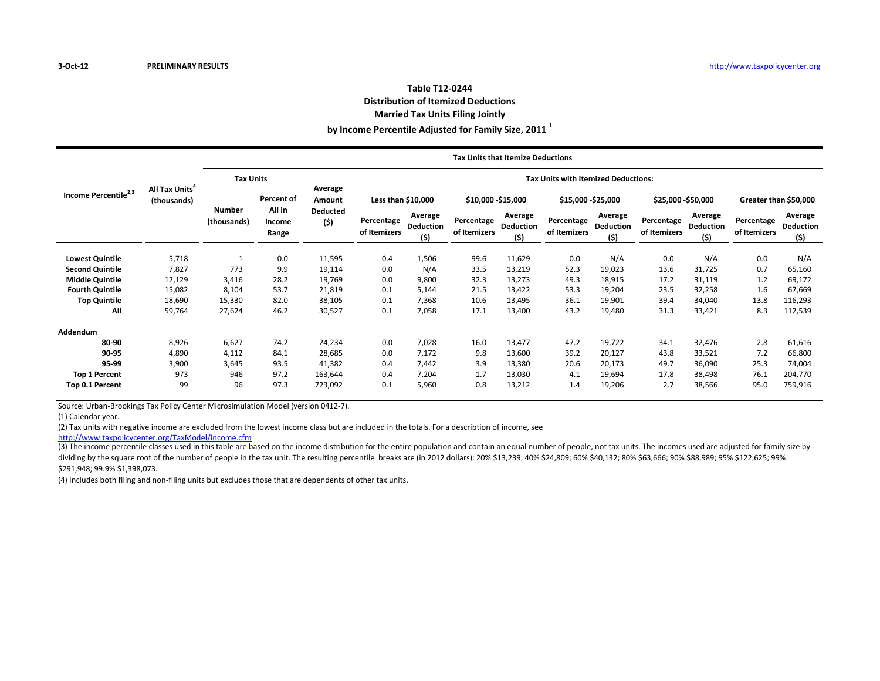3-Oct-12 **PRELIMINARY RESULTS** http://www.taxpolicycenter.org

## Table T12-0244
## Distribution of Itemized Deductions
## Married Tax Units Filing Jointly
## by Income Percentile Adjusted for Family Size, 2011 [1]

| Income Percentile[2,3] | All Tax Units[4] (thousands) | Tax Units that Itemize Deductions | | | | | | | | | | | | | |
|---|---|---|---|---|---|---|---|---|---|---|---|---|---|---|---|
| | | Tax Units | | Average Amount Deducted ($) | Tax Units with Itemized Deductions: | | | | | | | | | | |
| | | | | | Less than $10,000 | | $10,000 -$15,000 | | $15,000 -$25,000 | | $25,000 -$50,000 | | Greater than $50,000 | | |
| | | Number (thousands) | Percent of All in Income Range | | Percentage of Itemizers | Average Deduction ($) | Percentage of Itemizers | Average Deduction ($) | Percentage of Itemizers | Average Deduction ($) | Percentage of Itemizers | Average Deduction ($) | Percentage of Itemizers | Average Deduction ($) | |
| **Lowest Quintile** | 5,718 | 1 | 0.0 | 11,595 | 0.4 | 1,506 | 99.6 | 11,629 | 0.0 | N/A | 0.0 | N/A | 0.0 | N/A | |
| **Second Quintile** | 7,827 | 773 | 9.9 | 19,114 | 0.0 | N/A | 33.5 | 13,219 | 52.3 | 19,023 | 13.6 | 31,725 | 0.7 | 65,160 | |
| **Middle Quintile** | 12,129 | 3,416 | 28.2 | 19,769 | 0.0 | 9,800 | 32.3 | 13,273 | 49.3 | 18,915 | 17.2 | 31,119 | 1.2 | 69,172 | |
| **Fourth Quintile** | 15,082 | 8,104 | 53.7 | 21,819 | 0.1 | 5,144 | 21.5 | 13,422 | 53.3 | 19,204 | 23.5 | 32,258 | 1.6 | 67,669 | |
| **Top Quintile** | 18,690 | 15,330 | 82.0 | 38,105 | 0.1 | 7,368 | 10.6 | 13,495 | 36.1 | 19,901 | 39.4 | 34,040 | 13.8 | 116,293 | |
| **All** | 59,764 | 27,624 | 46.2 | 30,527 | 0.1 | 7,058 | 17.1 | 13,400 | 43.2 | 19,480 | 31.3 | 33,421 | 8.3 | 112,539 | |
| **Addendum** | | | | | | | | | | | | | | | |
| **80-90** | 8,926 | 6,627 | 74.2 | 24,234 | 0.0 | 7,028 | 16.0 | 13,477 | 47.2 | 19,722 | 34.1 | 32,476 | 2.8 | 61,616 | |
| **90-95** | 4,890 | 4,112 | 84.1 | 28,685 | 0.0 | 7,172 | 9.8 | 13,600 | 39.2 | 20,127 | 43.8 | 33,521 | 7.2 | 66,800 | |
| **95-99** | 3,900 | 3,645 | 93.5 | 41,382 | 0.4 | 7,442 | 3.9 | 13,380 | 20.6 | 20,173 | 49.7 | 36,090 | 25.3 | 74,004 | |
| **Top 1 Percent** | 973 | 946 | 97.2 | 163,644 | 0.4 | 7,204 | 1.7 | 13,030 | 4.1 | 19,694 | 17.8 | 38,498 | 76.1 | 204,770 | |
| **Top 0.1 Percent** | 99 | 96 | 97.3 | 723,092 | 0.1 | 5,960 | 0.8 | 13,212 | 1.4 | 19,206 | 2.7 | 38,566 | 95.0 | 759,916 | |

Source: Urban-Brookings Tax Policy Center Microsimulation Model (version 0412-7).

(1) Calendar year.

(2) Tax units with negative income are excluded from the lowest income class but are included in the totals. For a description of income, see http://www.taxpolicycenter.org/TaxModel/income.cfm

(3) The income percentile classes used in this table are based on the income distribution for the entire population and contain an equal number of people, not tax units. The incomes used are adjusted for family size by dividing by the square root of the number of people in the tax unit. The resulting percentile breaks are (in 2012 dollars): 20% $13,239; 40% $24,809; 60% $40,132; 80% $63,666; 90% $88,989; 95% $122,625; 99% $291,948; 99.9% $1,398,073.

(4) Includes both filing and non-filing units but excludes those that are dependents of other tax units.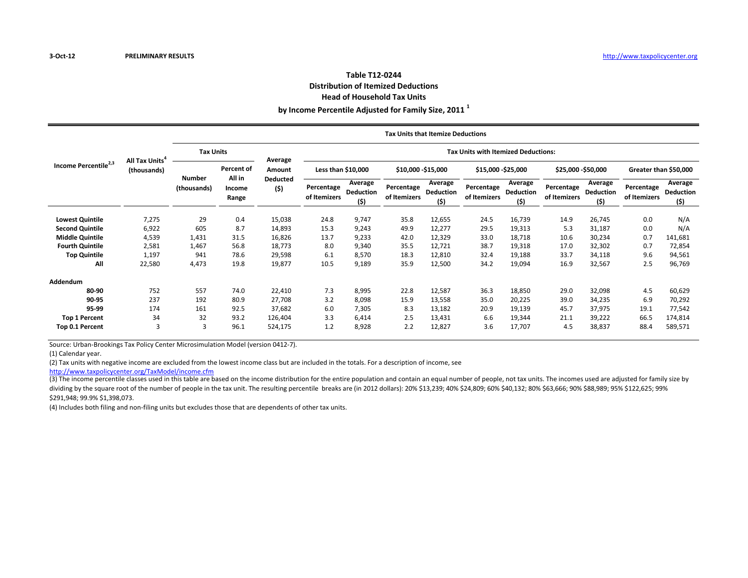3-Oct-12 PRELIMINARY RESULTS http://www.taxpolicycenter.org

## Table T12-0244
## Distribution of Itemized Deductions
## Head of Household Tax Units
## by Income Percentile Adjusted for Family Size, 2011 [1]

| Income Percentile[2,3] | All Tax Units[4] (thousands) | Tax Units that Itemize Deductions | | | | | | | | | | | | | |
|---|---|---|---|---|---|---|---|---|---|---|---|---|---|---|---|
| | | Tax Units | | Average Amount Deducted ($) | Tax Units with Itemized Deductions: | | | | | | | | | | |
| | | | | | Less than $10,000 | | $10,000 -$15,000 | | $15,000 -$25,000 | | $25,000 -$50,000 | | Greater than $50,000 | |
| | | Number (thousands) | Percent of All in Income Range | | Percentage of Itemizers | Average Deduction ($) | Percentage of Itemizers | Average Deduction ($) | Percentage of Itemizers | Average Deduction ($) | Percentage of Itemizers | Average Deduction ($) | Percentage of Itemizers | Average Deduction ($) |
| **Lowest Quintile** | 7,275 | 29 | 0.4 | 15,038 | 24.8 | 9,747 | 35.8 | 12,655 | 24.5 | 16,739 | 14.9 | 26,745 | 0.0 | N/A |
| **Second Quintile** | 6,922 | 605 | 8.7 | 14,893 | 15.3 | 9,243 | 49.9 | 12,277 | 29.5 | 19,313 | 5.3 | 31,187 | 0.0 | N/A |
| **Middle Quintile** | 4,539 | 1,431 | 31.5 | 16,826 | 13.7 | 9,233 | 42.0 | 12,329 | 33.0 | 18,718 | 10.6 | 30,234 | 0.7 | 141,681 |
| **Fourth Quintile** | 2,581 | 1,467 | 56.8 | 18,773 | 8.0 | 9,340 | 35.5 | 12,721 | 38.7 | 19,318 | 17.0 | 32,302 | 0.7 | 72,854 |
| **Top Quintile** | 1,197 | 941 | 78.6 | 29,598 | 6.1 | 8,570 | 18.3 | 12,810 | 32.4 | 19,188 | 33.7 | 34,118 | 9.6 | 94,561 |
| **All** | 22,580 | 4,473 | 19.8 | 19,877 | 10.5 | 9,189 | 35.9 | 12,500 | 34.2 | 19,094 | 16.9 | 32,567 | 2.5 | 96,769 |
| **Addendum** | | | | | | | | | | | | | | |
| **80-90** | 752 | 557 | 74.0 | 22,410 | 7.3 | 8,995 | 22.8 | 12,587 | 36.3 | 18,850 | 29.0 | 32,098 | 4.5 | 60,629 |
| **90-95** | 237 | 192 | 80.9 | 27,708 | 3.2 | 8,098 | 15.9 | 13,558 | 35.0 | 20,225 | 39.0 | 34,235 | 6.9 | 70,292 |
| **95-99** | 174 | 161 | 92.5 | 37,682 | 6.0 | 7,305 | 8.3 | 13,182 | 20.9 | 19,139 | 45.7 | 37,975 | 19.1 | 77,542 |
| **Top 1 Percent** | 34 | 32 | 93.2 | 126,404 | 3.3 | 6,414 | 2.5 | 13,431 | 6.6 | 19,344 | 21.1 | 39,222 | 66.5 | 174,814 |
| **Top 0.1 Percent** | 3 | 3 | 96.1 | 524,175 | 1.2 | 8,928 | 2.2 | 12,827 | 3.6 | 17,707 | 4.5 | 38,837 | 88.4 | 589,571 |

Source: Urban-Brookings Tax Policy Center Microsimulation Model (version 0412-7).

(1) Calendar year.

(2) Tax units with negative income are excluded from the lowest income class but are included in the totals. For a description of income, see http://www.taxpolicycenter.org/TaxModel/income.cfm

(3) The income percentile classes used in this table are based on the income distribution for the entire population and contain an equal number of people, not tax units. The incomes used are adjusted for family size by dividing by the square root of the number of people in the tax unit. The resulting percentile breaks are (in 2012 dollars): 20% $13,239; 40% $24,809; 60% $40,132; 80% $63,666; 90% $88,989; 95% $122,625; 99% $291,948; 99.9% $1,398,073.

(4) Includes both filing and non-filing units but excludes those that are dependents of other tax units.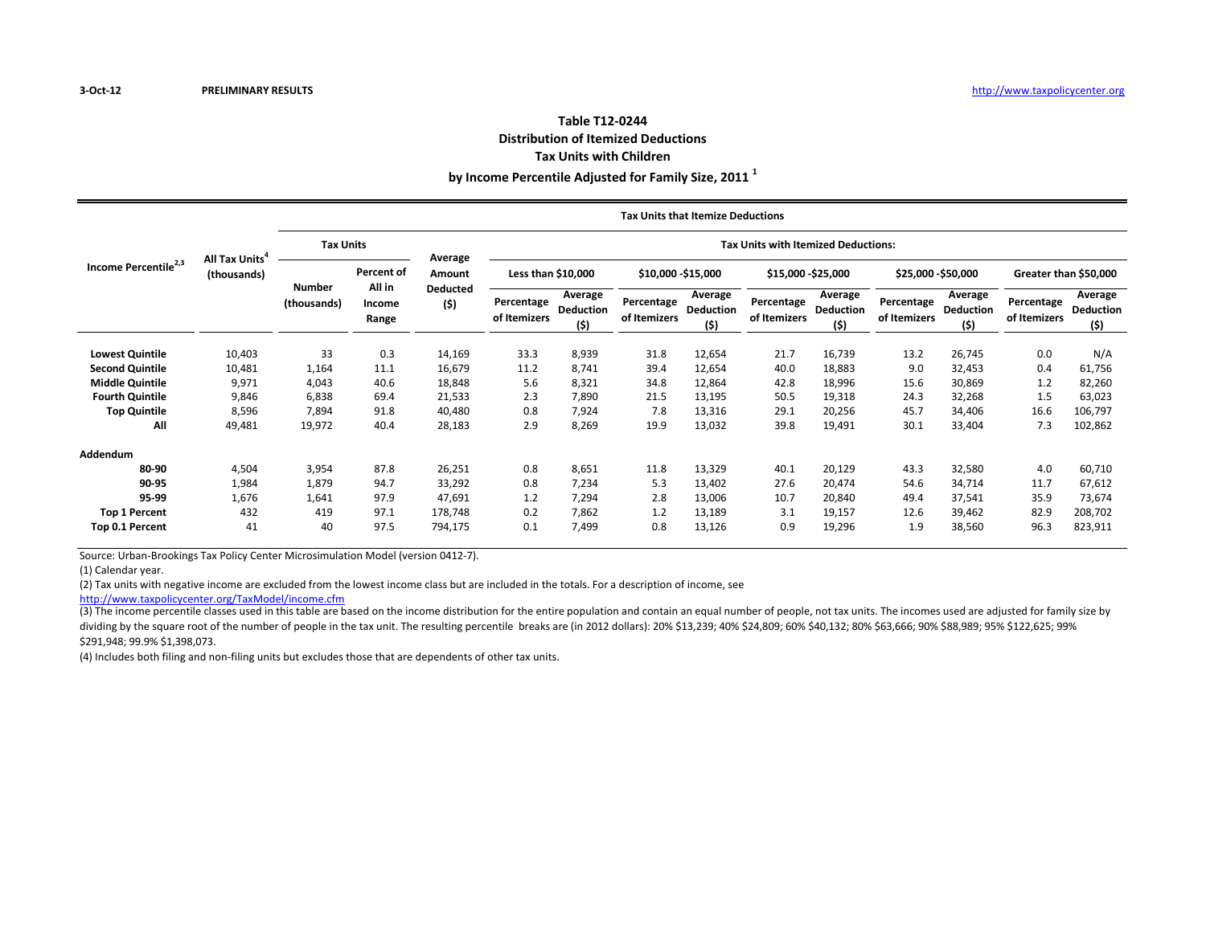3-Oct-12 PRELIMINARY RESULTS http://www.taxpolicycenter.org

## Table T12-0244
## Distribution of Itemized Deductions
## Tax Units with Children
## by Income Percentile Adjusted for Family Size, 2011 [1]

| Income Percentile[2,3] | All Tax Units[4] (thousands) | Tax Units that Itemize Deductions | | | | | | | | | | | | | |
|---|---|---|---|---|---|---|---|---|---|---|---|---|---|---|---|
| | | Tax Units | | Average Amount Deducted ($) | Tax Units with Itemized Deductions: | | | | | | | | | | |
| | | | | | Less than $10,000 | | $10,000 -$15,000 | | $15,000 -$25,000 | | $25,000 -$50,000 | | Greater than $50,000 | |
| | | Number (thousands) | Percent of All in Income Range | | Percentage of Itemizers | Average Deduction ($) | Percentage of Itemizers | Average Deduction ($) | Percentage of Itemizers | Average Deduction ($) | Percentage of Itemizers | Average Deduction ($) | Percentage of Itemizers | Average Deduction ($) |
| **Lowest Quintile** | 10,403 | 33 | 0.3 | 14,169 | 33.3 | 8,939 | 31.8 | 12,654 | 21.7 | 16,739 | 13.2 | 26,745 | 0.0 | N/A |
| **Second Quintile** | 10,481 | 1,164 | 11.1 | 16,679 | 11.2 | 8,741 | 39.4 | 12,654 | 40.0 | 18,883 | 9.0 | 32,453 | 0.4 | 61,756 |
| **Middle Quintile** | 9,971 | 4,043 | 40.6 | 18,848 | 5.6 | 8,321 | 34.8 | 12,864 | 42.8 | 18,996 | 15.6 | 30,869 | 1.2 | 82,260 |
| **Fourth Quintile** | 9,846 | 6,838 | 69.4 | 21,533 | 2.3 | 7,890 | 21.5 | 13,195 | 50.5 | 19,318 | 24.3 | 32,268 | 1.5 | 63,023 |
| **Top Quintile** | 8,596 | 7,894 | 91.8 | 40,480 | 0.8 | 7,924 | 7.8 | 13,316 | 29.1 | 20,256 | 45.7 | 34,406 | 16.6 | 106,797 |
| **All** | 49,481 | 19,972 | 40.4 | 28,183 | 2.9 | 8,269 | 19.9 | 13,032 | 39.8 | 19,491 | 30.1 | 33,404 | 7.3 | 102,862 |
| **Addendum** | | | | | | | | | | | | | | |
| **80-90** | 4,504 | 3,954 | 87.8 | 26,251 | 0.8 | 8,651 | 11.8 | 13,329 | 40.1 | 20,129 | 43.3 | 32,580 | 4.0 | 60,710 |
| **90-95** | 1,984 | 1,879 | 94.7 | 33,292 | 0.8 | 7,234 | 5.3 | 13,402 | 27.6 | 20,474 | 54.6 | 34,714 | 11.7 | 67,612 |
| **95-99** | 1,676 | 1,641 | 97.9 | 47,691 | 1.2 | 7,294 | 2.8 | 13,006 | 10.7 | 20,840 | 49.4 | 37,541 | 35.9 | 73,674 |
| **Top 1 Percent** | 432 | 419 | 97.1 | 178,748 | 0.2 | 7,862 | 1.2 | 13,189 | 3.1 | 19,157 | 12.6 | 39,462 | 82.9 | 208,702 |
| **Top 0.1 Percent** | 41 | 40 | 97.5 | 794,175 | 0.1 | 7,499 | 0.8 | 13,126 | 0.9 | 19,296 | 1.9 | 38,560 | 96.3 | 823,911 |

Source: Urban-Brookings Tax Policy Center Microsimulation Model (version 0412-7).

(1) Calendar year.

(2) Tax units with negative income are excluded from the lowest income class but are included in the totals. For a description of income, see http://www.taxpolicycenter.org/TaxModel/income.cfm

(3) The income percentile classes used in this table are based on the income distribution for the entire population and contain an equal number of people, not tax units. The incomes used are adjusted for family size by dividing by the square root of the number of people in the tax unit. The resulting percentile breaks are (in 2012 dollars): 20% $13,239; 40% $24,809; 60% $40,132; 80% $63,666; 90% $88,989; 95% $122,625; 99% $291,948; 99.9% $1,398,073.

(4) Includes both filing and non-filing units but excludes those that are dependents of other tax units.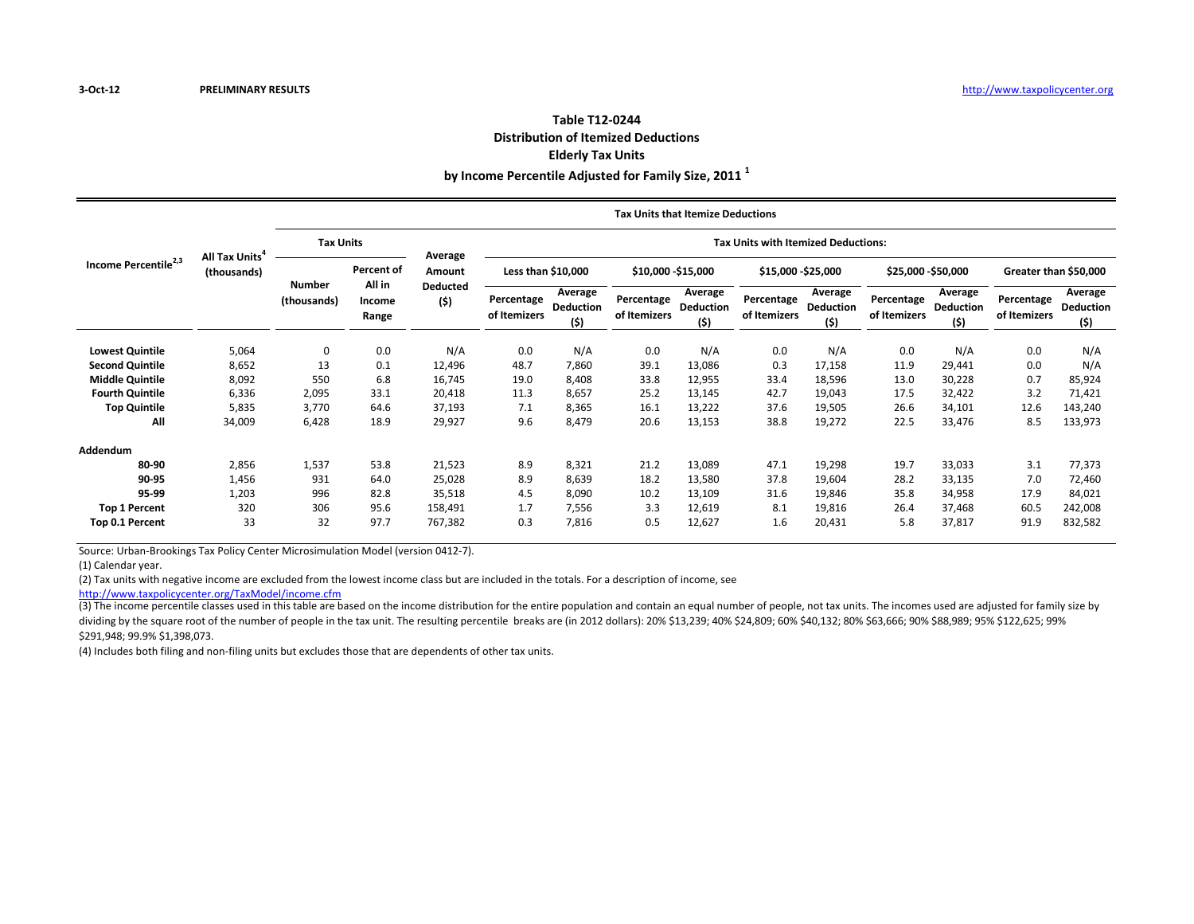3-Oct-12 PRELIMINARY RESULTS http://www.taxpolicycenter.org

## Table T12-0244
## Distribution of Itemized Deductions
## Elderly Tax Units
## by Income Percentile Adjusted for Family Size, 2011 [1]

| Income Percentile[2,3] | All Tax Units[4] (thousands) | Tax Units that Itemize Deductions | | | | | | | | | | | | | |
|---|---|---|---|---|---|---|---|---|---|---|---|---|---|---|---|
| | | Tax Units | | Average Amount Deducted ($) | Tax Units with Itemized Deductions: | | | | | | | | | | |
| | | | | | Less than $10,000 | | $10,000 -$15,000 | | $15,000 -$25,000 | | $25,000 -$50,000 | | Greater than $50,000 | |
| | | Number (thousands) | Percent of All in Income Range | | Percentage of Itemizers | Average Deduction ($) | Percentage of Itemizers | Average Deduction ($) | Percentage of Itemizers | Average Deduction ($) | Percentage of Itemizers | Average Deduction ($) | Percentage of Itemizers | Average Deduction ($) |
| **Lowest Quintile** | 5,064 | 0 | 0.0 | N/A | 0.0 | N/A | 0.0 | N/A | 0.0 | N/A | 0.0 | N/A | 0.0 | N/A |
| **Second Quintile** | 8,652 | 13 | 0.1 | 12,496 | 48.7 | 7,860 | 39.1 | 13,086 | 0.3 | 17,158 | 11.9 | 29,441 | 0.0 | N/A |
| **Middle Quintile** | 8,092 | 550 | 6.8 | 16,745 | 19.0 | 8,408 | 33.8 | 12,955 | 33.4 | 18,596 | 13.0 | 30,228 | 0.7 | 85,924 |
| **Fourth Quintile** | 6,336 | 2,095 | 33.1 | 20,418 | 11.3 | 8,657 | 25.2 | 13,145 | 42.7 | 19,043 | 17.5 | 32,422 | 3.2 | 71,421 |
| **Top Quintile** | 5,835 | 3,770 | 64.6 | 37,193 | 7.1 | 8,365 | 16.1 | 13,222 | 37.6 | 19,505 | 26.6 | 34,101 | 12.6 | 143,240 |
| **All** | 34,009 | 6,428 | 18.9 | 29,927 | 9.6 | 8,479 | 20.6 | 13,153 | 38.8 | 19,272 | 22.5 | 33,476 | 8.5 | 133,973 |
| **Addendum** | | | | | | | | | | | | | | |
| **80-90** | 2,856 | 1,537 | 53.8 | 21,523 | 8.9 | 8,321 | 21.2 | 13,089 | 47.1 | 19,298 | 19.7 | 33,033 | 3.1 | 77,373 |
| **90-95** | 1,456 | 931 | 64.0 | 25,028 | 8.9 | 8,639 | 18.2 | 13,580 | 37.8 | 19,604 | 28.2 | 33,135 | 7.0 | 72,460 |
| **95-99** | 1,203 | 996 | 82.8 | 35,518 | 4.5 | 8,090 | 10.2 | 13,109 | 31.6 | 19,846 | 35.8 | 34,958 | 17.9 | 84,021 |
| **Top 1 Percent** | 320 | 306 | 95.6 | 158,491 | 1.7 | 7,556 | 3.3 | 12,619 | 8.1 | 19,816 | 26.4 | 37,468 | 60.5 | 242,008 |
| **Top 0.1 Percent** | 33 | 32 | 97.7 | 767,382 | 0.3 | 7,816 | 0.5 | 12,627 | 1.6 | 20,431 | 5.8 | 37,817 | 91.9 | 832,582 |

Source: Urban-Brookings Tax Policy Center Microsimulation Model (version 0412-7).

(1) Calendar year.

(2) Tax units with negative income are excluded from the lowest income class but are included in the totals. For a description of income, see http://www.taxpolicycenter.org/TaxModel/income.cfm

(3) The income percentile classes used in this table are based on the income distribution for the entire population and contain an equal number of people, not tax units. The incomes used are adjusted for family size by dividing by the square root of the number of people in the tax unit. The resulting percentile breaks are (in 2012 dollars): 20% $13,239; 40% $24,809; 60% $40,132; 80% $63,666; 90% $88,989; 95% $122,625; 99% $291,948; 99.9% $1,398,073.

(4) Includes both filing and non-filing units but excludes those that are dependents of other tax units.